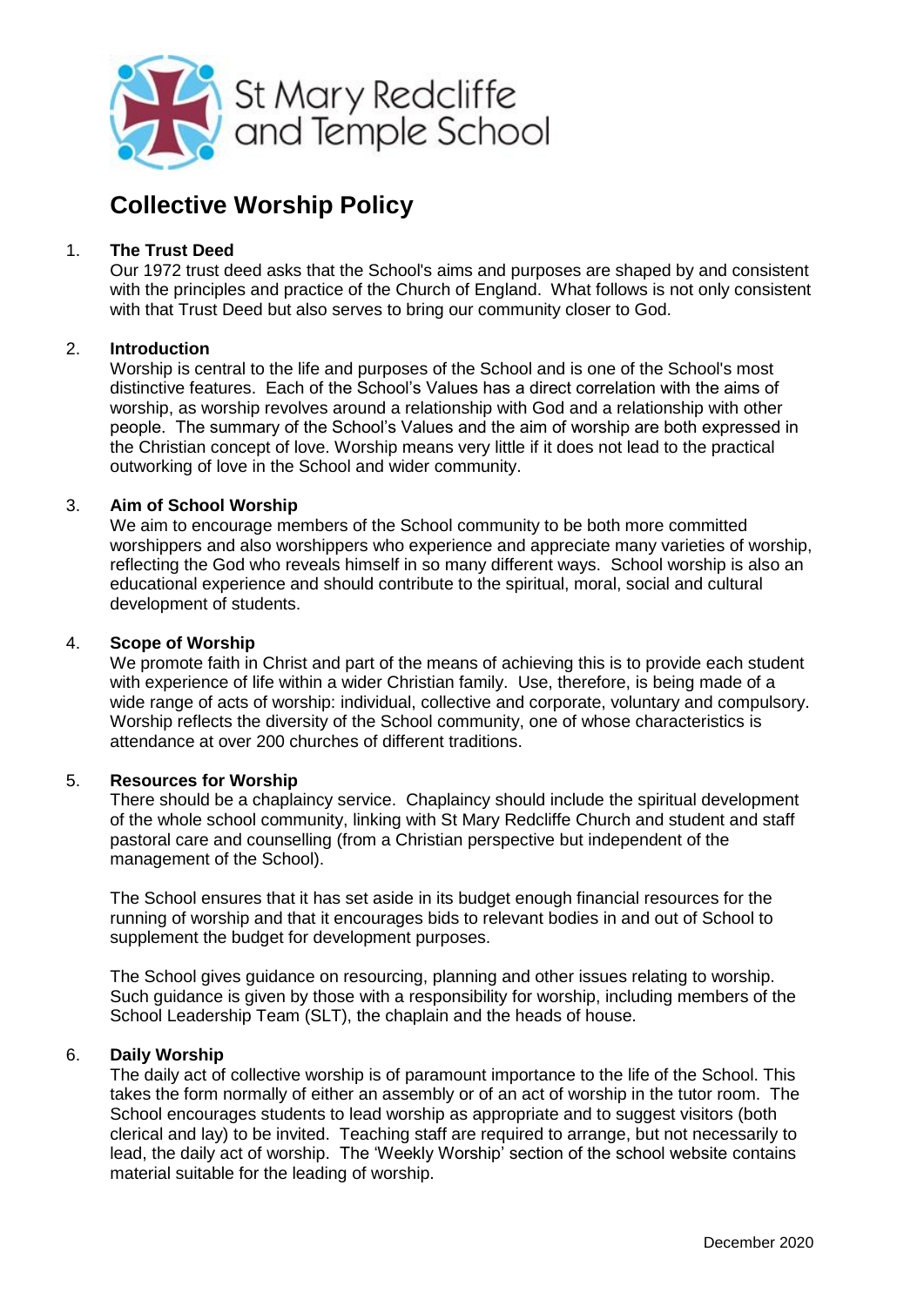St Mary Redcliffe and Temple School

# Collective Worship Policy

## 1. The Trust Deed

Our 1972 trust deed asks that the School's aims and purposes are shaped by and consistent with the principles and practice of the Church of England. What follows is not only consistent with that Trust Deed but also serves to bring our community closer to God.

## 2. Introduction

Worship is central to the life and purposes of the School and is one of the School's most distinctive features. Each of the School's Values has a direct correlation with the aims of worship, as worship revolves around a relationship with God and a relationship with other people. The summary of the School's Values and the aim of worship are both expressed in the Christian concept of love. Worship means very little if it does not lead to the practical outworking of love in the School and wider community.

## 3. Aim of School Worship

We aim to encourage members of the School community to be both more committed worshippers and also worshippers who experience and appreciate many varieties of worship, reflecting the God who reveals himself in so many different ways. School worship is also an educational experience and should contribute to the spiritual, moral, social and cultural development of students.

## 4. Scope of Worship

We promote faith in Christ and part of the means of achieving this is to provide each student with experience of life within a wider Christian family. Use, therefore, is being made of a wide range of acts of worship: individual, collective and corporate, voluntary and compulsory. Worship reflects the diversity of the School community, one of whose characteristics is attendance at over 200 churches of different traditions.

## 5. Resources for Worship

There should be a chaplaincy service. Chaplaincy should include the spiritual development of the whole school community, linking with St Mary Redcliffe Church and student and staff pastoral care and counselling (from a Christian perspective but independent of the management of the School).

The School ensures that it has set aside in its budget enough financial resources for the running of worship and that it encourages bids to relevant bodies in and out of School to supplement the budget for development purposes.

The School gives guidance on resourcing, planning and other issues relating to worship. Such guidance is given by those with a responsibility for worship, including members of the School Leadership Team (SLT), the chaplain and the heads of house.

## 6. Daily Worship

The daily act of collective worship is of paramount importance to the life of the School. This takes the form normally of either an assembly or of an act of worship in the tutor room. The School encourages students to lead worship as appropriate and to suggest visitors (both clerical and lay) to be invited. Teaching staff are required to arrange, but not necessarily to lead, the daily act of worship. The 'Weekly Worship' section of the school website contains material suitable for the leading of worship.

December 2020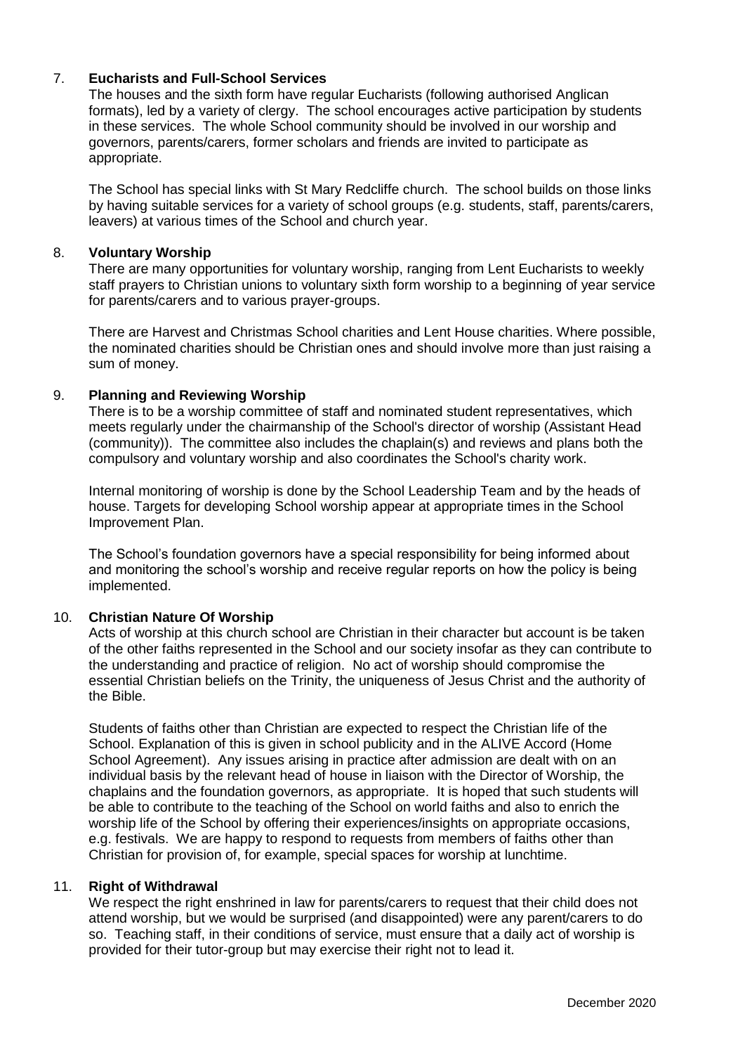## 7. Eucharists and Full-School Services

The houses and the sixth form have regular Eucharists (following authorised Anglican formats), led by a variety of clergy. The school encourages active participation by students in these services. The whole School community should be involved in our worship and governors, parents/carers, former scholars and friends are invited to participate as appropriate.

The School has special links with St Mary Redcliffe church. The school builds on those links by having suitable services for a variety of school groups (e.g. students, staff, parents/carers, leavers) at various times of the School and church year.

## 8. Voluntary Worship

There are many opportunities for voluntary worship, ranging from Lent Eucharists to weekly staff prayers to Christian unions to voluntary sixth form worship to a beginning of year service for parents/carers and to various prayer-groups.

There are Harvest and Christmas School charities and Lent House charities. Where possible, the nominated charities should be Christian ones and should involve more than just raising a sum of money.

## 9. Planning and Reviewing Worship

There is to be a worship committee of staff and nominated student representatives, which meets regularly under the chairmanship of the School's director of worship (Assistant Head (community)). The committee also includes the chaplain(s) and reviews and plans both the compulsory and voluntary worship and also coordinates the School's charity work.

Internal monitoring of worship is done by the School Leadership Team and by the heads of house. Targets for developing School worship appear at appropriate times in the School Improvement Plan.

The School's foundation governors have a special responsibility for being informed about and monitoring the school's worship and receive regular reports on how the policy is being implemented.

## 10. Christian Nature Of Worship

Acts of worship at this church school are Christian in their character but account is be taken of the other faiths represented in the School and our society insofar as they can contribute to the understanding and practice of religion. No act of worship should compromise the essential Christian beliefs on the Trinity, the uniqueness of Jesus Christ and the authority of the Bible.

Students of faiths other than Christian are expected to respect the Christian life of the School. Explanation of this is given in school publicity and in the ALIVE Accord (Home School Agreement). Any issues arising in practice after admission are dealt with on an individual basis by the relevant head of house in liaison with the Director of Worship, the chaplains and the foundation governors, as appropriate. It is hoped that such students will be able to contribute to the teaching of the School on world faiths and also to enrich the worship life of the School by offering their experiences/insights on appropriate occasions, e.g. festivals. We are happy to respond to requests from members of faiths other than Christian for provision of, for example, special spaces for worship at lunchtime.

## 11. Right of Withdrawal

We respect the right enshrined in law for parents/carers to request that their child does not attend worship, but we would be surprised (and disappointed) were any parent/carers to do so. Teaching staff, in their conditions of service, must ensure that a daily act of worship is provided for their tutor-group but may exercise their right not to lead it.

December 2020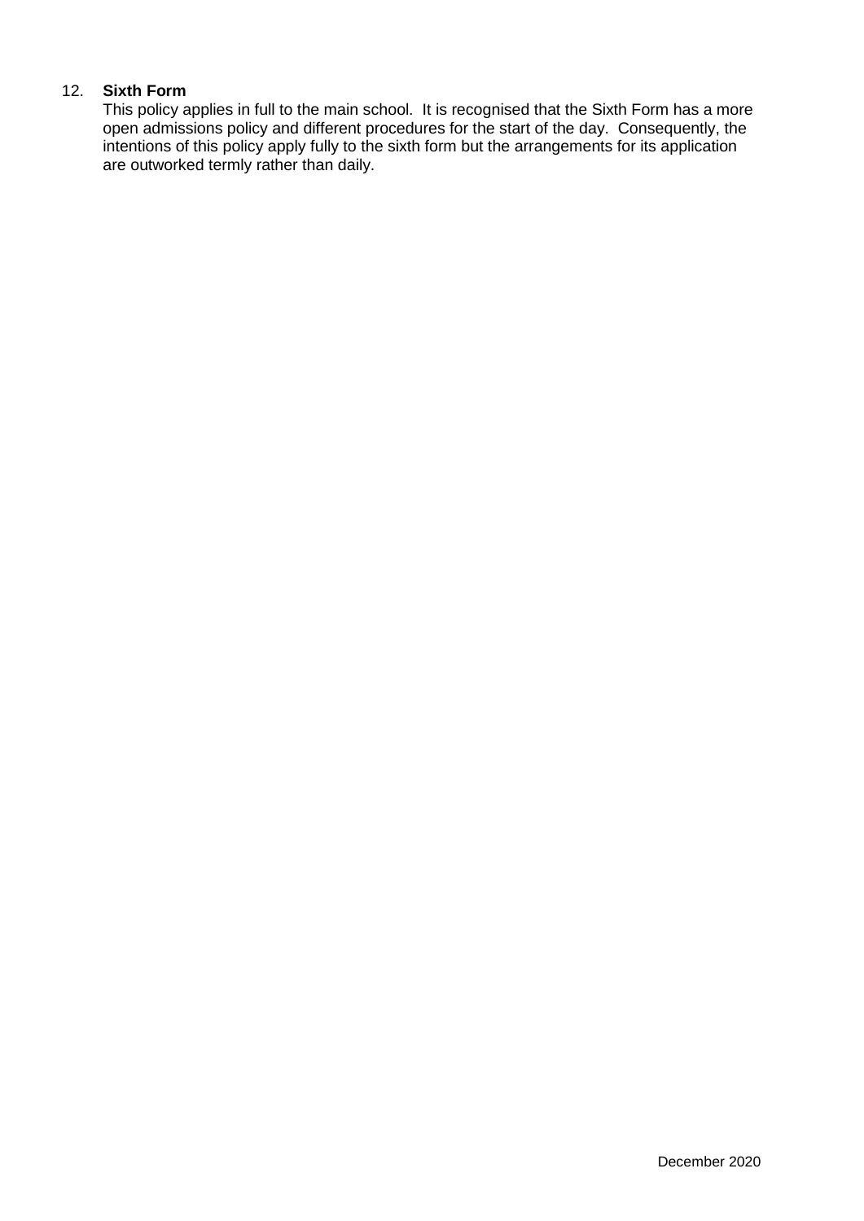12. **Sixth Form**
    This policy applies in full to the main school. It is recognised that the Sixth Form has a more open admissions policy and different procedures for the start of the day. Consequently, the intentions of this policy apply fully to the sixth form but the arrangements for its application are outworked termly rather than daily.

December 2020